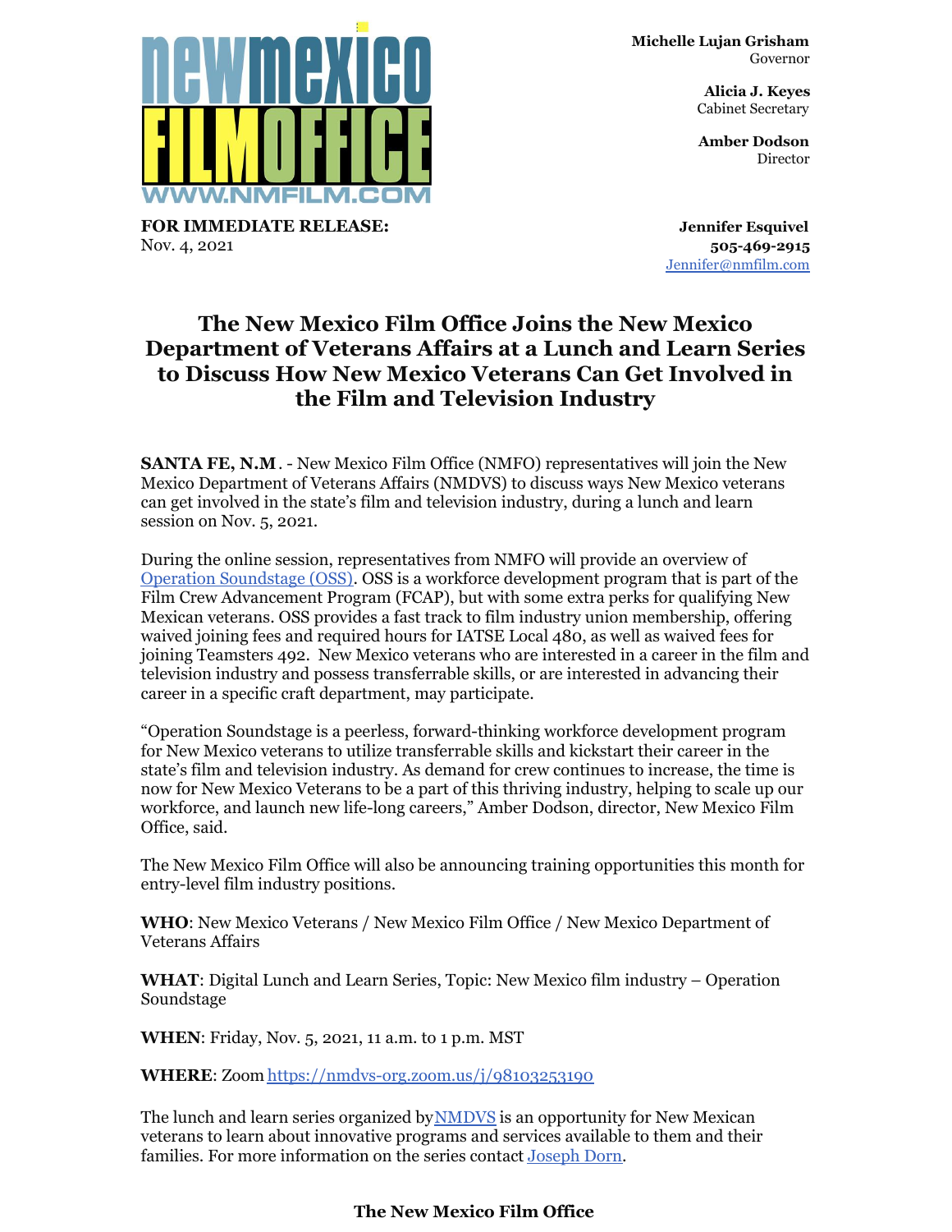newmexico FILMOFFICE
WWW.NMFILM.COM

**Michelle Lujan Grisham**
Governor

**Alicia J. Keyes**
Cabinet Secretary

**Amber Dodson**
Director

**FOR IMMEDIATE RELEASE:**
Nov. 4, 2021

**Jennifer Esquivel**
**505-469-2915**
[Jennifer@nmfilm.com](mailto:Jennifer@nmfilm.com)

# The New Mexico Film Office Joins the New Mexico Department of Veterans Affairs at a Lunch and Learn Series to Discuss How New Mexico Veterans Can Get Involved in the Film and Television Industry

**SANTA FE, N.M**. - New Mexico Film Office (NMFO) representatives will join the New Mexico Department of Veterans Affairs (NMDVS) to discuss ways New Mexico veterans can get involved in the state's film and television industry, during a lunch and learn session on Nov. 5, 2021.

During the online session, representatives from NMFO will provide an overview of [Operation Soundstage (OSS)](). OSS is a workforce development program that is part of the Film Crew Advancement Program (FCAP), but with some extra perks for qualifying New Mexican veterans. OSS provides a fast track to film industry union membership, offering waived joining fees and required hours for IATSE Local 480, as well as waived fees for joining Teamsters 492. New Mexico veterans who are interested in a career in the film and television industry and possess transferrable skills, or are interested in advancing their career in a specific craft department, may participate.

"Operation Soundstage is a peerless, forward-thinking workforce development program for New Mexico veterans to utilize transferrable skills and kickstart their career in the state's film and television industry. As demand for crew continues to increase, the time is now for New Mexico Veterans to be a part of this thriving industry, helping to scale up our workforce, and launch new life-long careers," Amber Dodson, director, New Mexico Film Office, said.

The New Mexico Film Office will also be announcing training opportunities this month for entry-level film industry positions.

**WHO**: New Mexico Veterans / New Mexico Film Office / New Mexico Department of Veterans Affairs

**WHAT**: Digital Lunch and Learn Series, Topic: New Mexico film industry – Operation Soundstage

**WHEN**: Friday, Nov. 5, 2021, 11 a.m. to 1 p.m. MST

**WHERE**: Zoom [https://nmdvs-org.zoom.us/j/98103253190](https://nmdvs-org.zoom.us/j/98103253190)

The lunch and learn series organized by [NMDVS]() is an opportunity for New Mexican veterans to learn about innovative programs and services available to them and their families. For more information on the series contact [Joseph Dorn]().

**The New Mexico Film Office**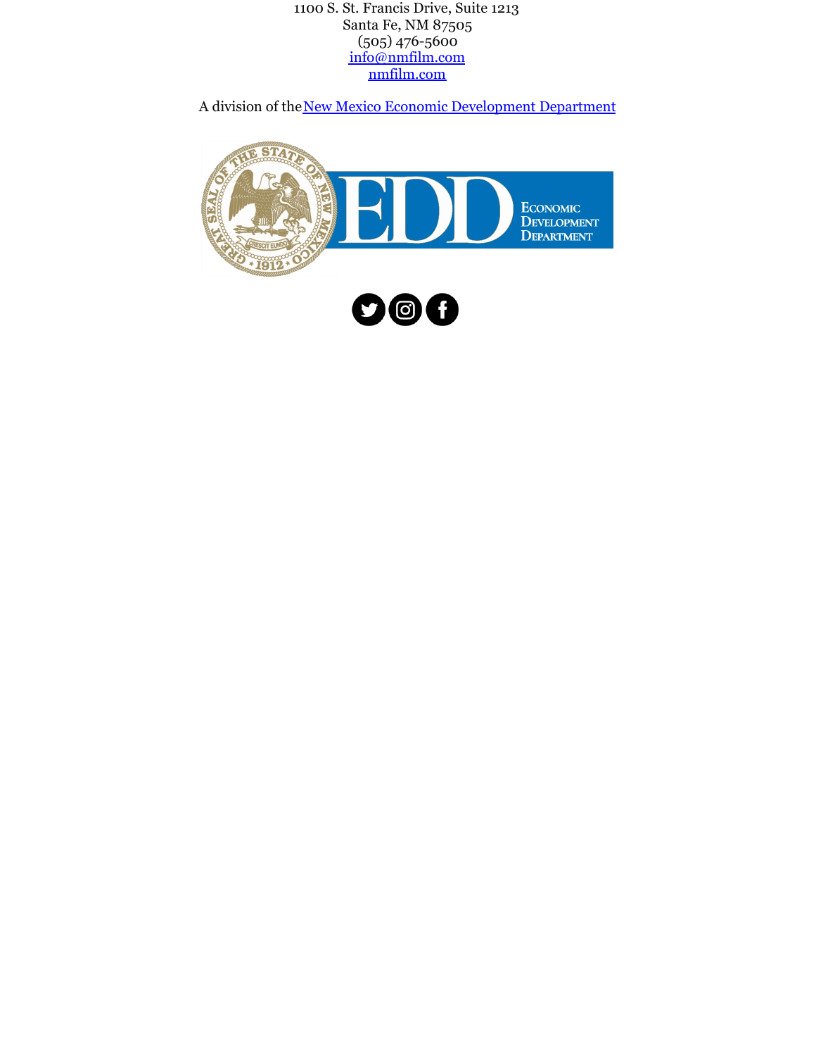1100 S. St. Francis Drive, Suite 1213
Santa Fe, NM 87505
(505) 476-5600
info@nmfilm.com
nmfilm.com

A division of the New Mexico Economic Development Department